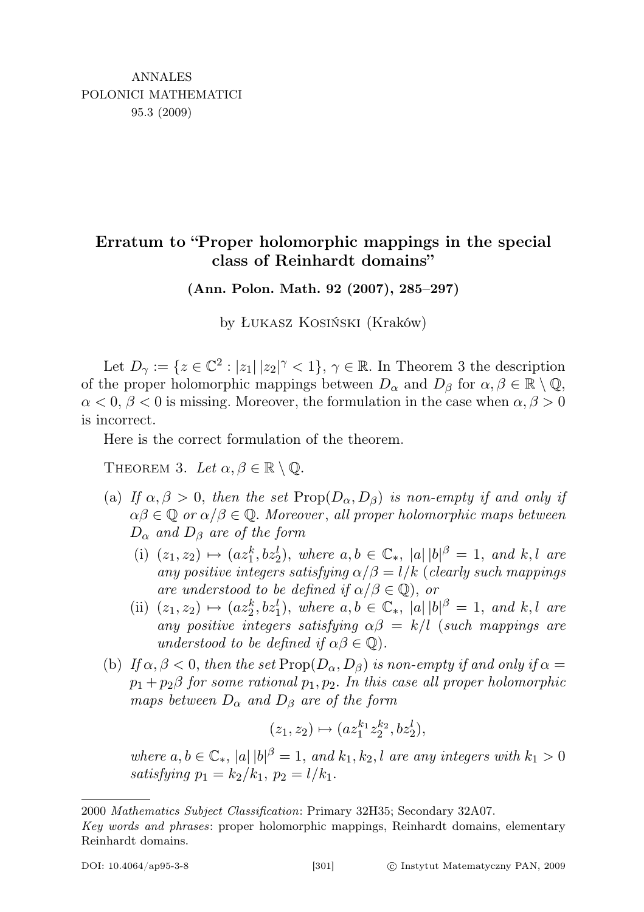# Erratum to "Proper holomorphic mappings in the special class of Reinhardt domains"

**(Ann. Polon. Math. 92 (2007), 285–297)**

by Łukasz Kosiński (Kraków)

Let $D_\gamma := \{z \in \mathbb{C}^2 : |z_1|\,|z_2|^\gamma < 1\}$, $\gamma \in \mathbb{R}$. In Theorem 3 the description of the proper holomorphic mappings between $D_\alpha$ and $D_\beta$ for $\alpha, \beta \in \mathbb{R} \setminus \mathbb{Q}$, $\alpha < 0$, $\beta < 0$ is missing. Moreover, the formulation in the case when $\alpha, \beta > 0$ is incorrect.

Here is the correct formulation of the theorem.

Theorem 3. *Let $\alpha, \beta \in \mathbb{R} \setminus \mathbb{Q}$.*

- (a) *If $\alpha, \beta > 0$, then the set $\operatorname{Prop}(D_\alpha, D_\beta)$ is non-empty if and only if $\alpha\beta \in \mathbb{Q}$ or $\alpha/\beta \in \mathbb{Q}$. Moreover, all proper holomorphic maps between $D_\alpha$ and $D_\beta$ are of the form*
  - (i) *$(z_1, z_2) \mapsto (az_1^k, bz_2^l)$, where $a, b \in \mathbb{C}_*$, $|a|\,|b|^\beta = 1$, and $k, l$ are any positive integers satisfying $\alpha/\beta = l/k$ (clearly such mappings are understood to be defined if $\alpha/\beta \in \mathbb{Q}$), or*
  - (ii) *$(z_1, z_2) \mapsto (az_2^k, bz_1^l)$, where $a, b \in \mathbb{C}_*$, $|a|\,|b|^\beta = 1$, and $k, l$ are any positive integers satisfying $\alpha\beta = k/l$ (such mappings are understood to be defined if $\alpha\beta \in \mathbb{Q}$).*
- (b) *If $\alpha, \beta < 0$, then the set $\operatorname{Prop}(D_\alpha, D_\beta)$ is non-empty if and only if $\alpha = p_1 + p_2\beta$ for some rational $p_1, p_2$. In this case all proper holomorphic maps between $D_\alpha$ and $D_\beta$ are of the form*

$$(z_1, z_2) \mapsto (az_1^{k_1} z_2^{k_2}, bz_2^l),$$

*where $a, b \in \mathbb{C}_*$, $|a|\,|b|^\beta = 1$, and $k_1, k_2, l$ are any integers with $k_1 > 0$ satisfying $p_1 = k_2/k_1$, $p_2 = l/k_1$.*

---

2000 *Mathematics Subject Classification*: Primary 32H35; Secondary 32A07.

*Key words and phrases*: proper holomorphic mappings, Reinhardt domains, elementary Reinhardt domains.

DOI: 10.4064/ap95-3-8 © Instytut Matematyczny PAN, 2009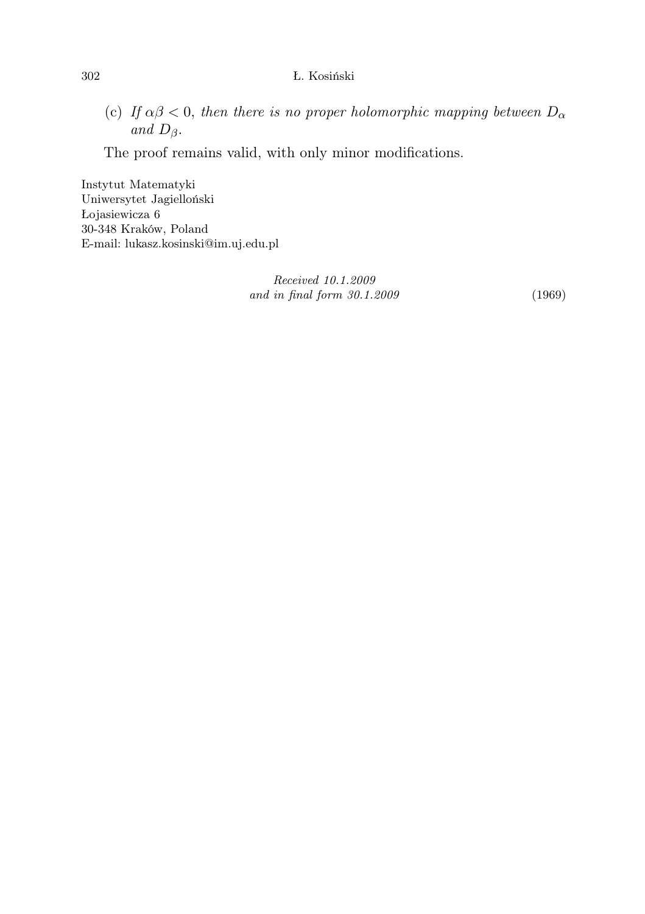(c) *If $\alpha\beta < 0$, then there is no proper holomorphic mapping between $D_\alpha$ and $D_\beta$.*

The proof remains valid, with only minor modifications.

Instytut Matematyki
Uniwersytet Jagielloński
Łojasiewicza 6
30-348 Kraków, Poland
E-mail: lukasz.kosinski@im.uj.edu.pl

*Received 10.1.2009*
*and in final form 30.1.2009* (1969)